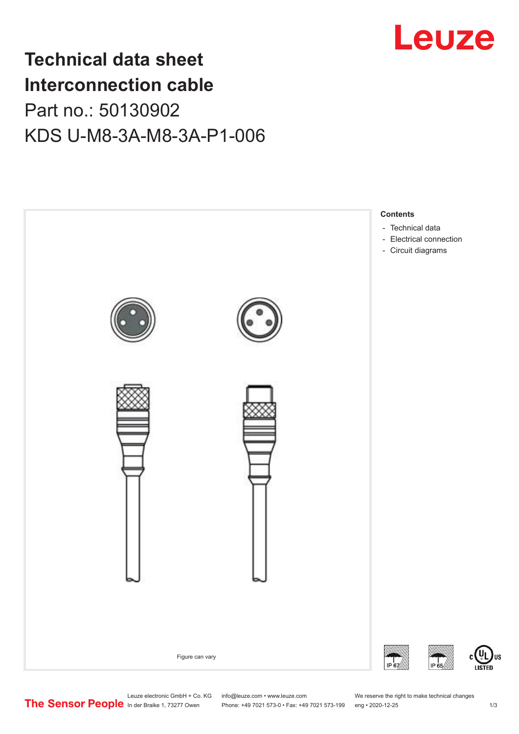Leuze

# Technical data sheet
# Interconnection cable

## Part no.: 50130902

## KDS U-M8-3A-M8-3A-P1-006

Figure can vary

**Contents**

- Technical data
- Electrical connection
- Circuit diagrams

IP 67 IP 65 c UL US LISTED

The Sensor People

Leuze electronic GmbH + Co. KG
In der Braike 1, 73277 Owen

info@leuze.com • www.leuze.com
Phone: +49 7021 573-0 • Fax: +49 7021 573-199

We reserve the right to make technical changes
eng • 2020-12-25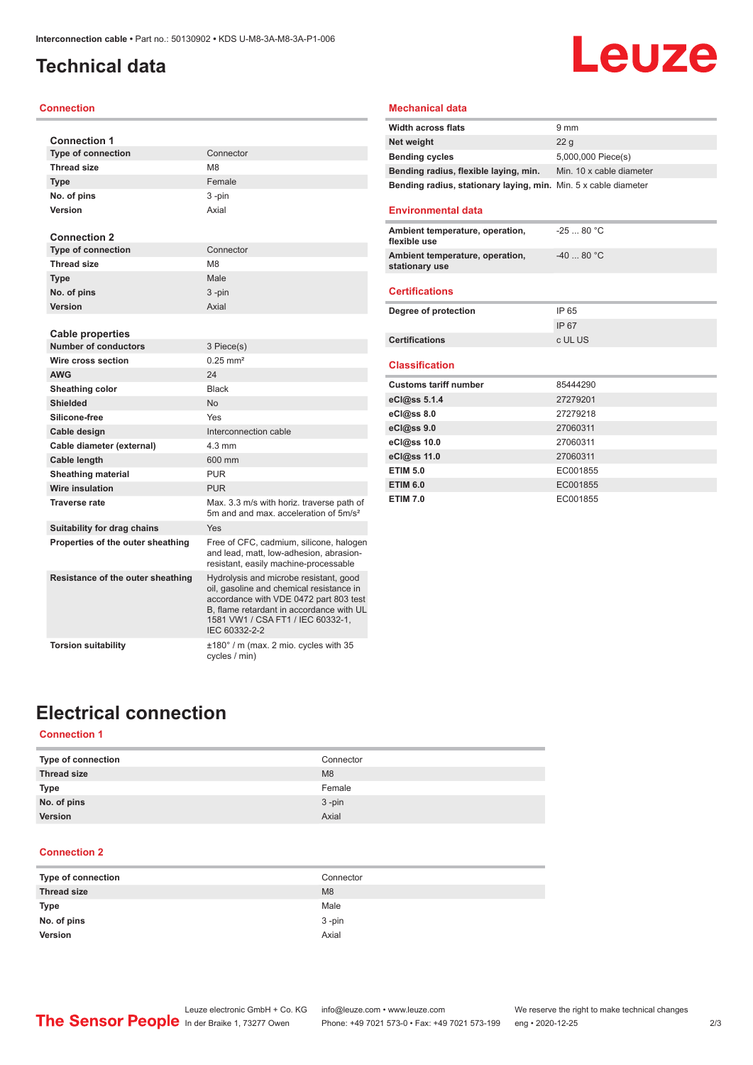# Technical data

## Connection

### Connection 1

| | |
|---|---|
| Type of connection | Connector |
| Thread size | M8 |
| Type | Female |
| No. of pins | 3 -pin |
| Version | Axial |

### Connection 2

| | |
|---|---|
| Type of connection | Connector |
| Thread size | M8 |
| Type | Male |
| No. of pins | 3 -pin |
| Version | Axial |

### Cable properties

| | |
|---|---|
| Number of conductors | 3 Piece(s) |
| Wire cross section | 0.25 mm² |
| AWG | 24 |
| Sheathing color | Black |
| Shielded | No |
| Silicone-free | Yes |
| Cable design | Interconnection cable |
| Cable diameter (external) | 4.3 mm |
| Cable length | 600 mm |
| Sheathing material | PUR |
| Wire insulation | PUR |
| Traverse rate | Max. 3.3 m/s with horiz. traverse path of 5m and and max. acceleration of 5m/s² |
| Suitability for drag chains | Yes |
| Properties of the outer sheathing | Free of CFC, cadmium, silicone, halogen and lead, matt, low-adhesion, abrasion-resistant, easily machine-processable |
| Resistance of the outer sheathing | Hydrolysis and microbe resistant, good oil, gasoline and chemical resistance in accordance with VDE 0472 part 803 test B, flame retardant in accordance with UL 1581 VW1 / CSA FT1 / IEC 60332-1, IEC 60332-2-2 |
| Torsion suitability | ±180° / m (max. 2 mio. cycles with 35 cycles / min) |

## Mechanical data

| | |
|---|---|
| Width across flats | 9 mm |
| Net weight | 22 g |
| Bending cycles | 5,000,000 Piece(s) |
| Bending radius, flexible laying, min. | Min. 10 x cable diameter |
| Bending radius, stationary laying, min. | Min. 5 x cable diameter |

## Environmental data

| | |
|---|---|
| Ambient temperature, operation, flexible use | -25 ... 80 °C |
| Ambient temperature, operation, stationary use | -40 ... 80 °C |

## Certifications

| | |
|---|---|
| Degree of protection | IP 65 |
| | IP 67 |
| Certifications | c UL US |

## Classification

| | |
|---|---|
| Customs tariff number | 85444290 |
| eCl@ss 5.1.4 | 27279201 |
| eCl@ss 8.0 | 27279218 |
| eCl@ss 9.0 | 27060311 |
| eCl@ss 10.0 | 27060311 |
| eCl@ss 11.0 | 27060311 |
| ETIM 5.0 | EC001855 |
| ETIM 6.0 | EC001855 |
| ETIM 7.0 | EC001855 |

# Electrical connection

## Connection 1

| | |
|---|---|
| Type of connection | Connector |
| Thread size | M8 |
| Type | Female |
| No. of pins | 3 -pin |
| Version | Axial |

## Connection 2

| | |
|---|---|
| Type of connection | Connector |
| Thread size | M8 |
| Type | Male |
| No. of pins | 3 -pin |
| Version | Axial |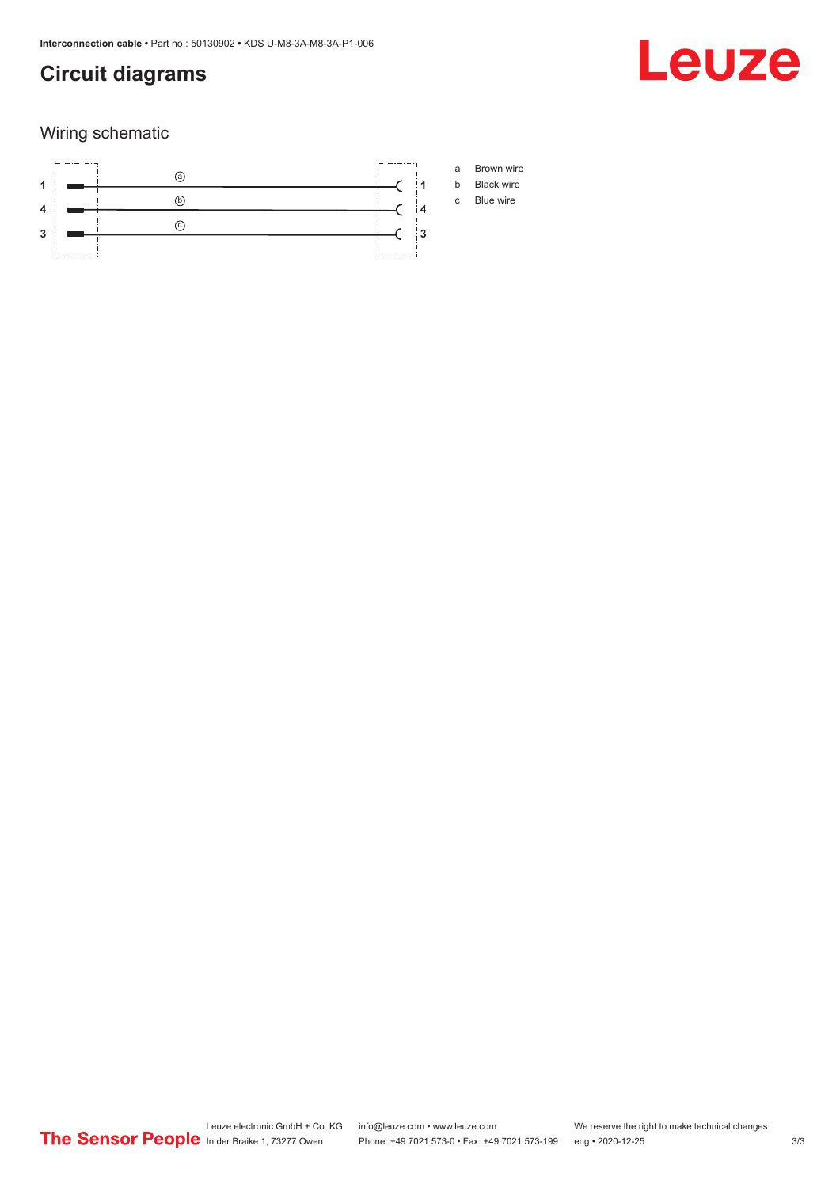## Circuit diagrams

### Wiring schematic

1
4
3
a
b
c
1
4
3

a Brown wire
b Black wire
c Blue wire